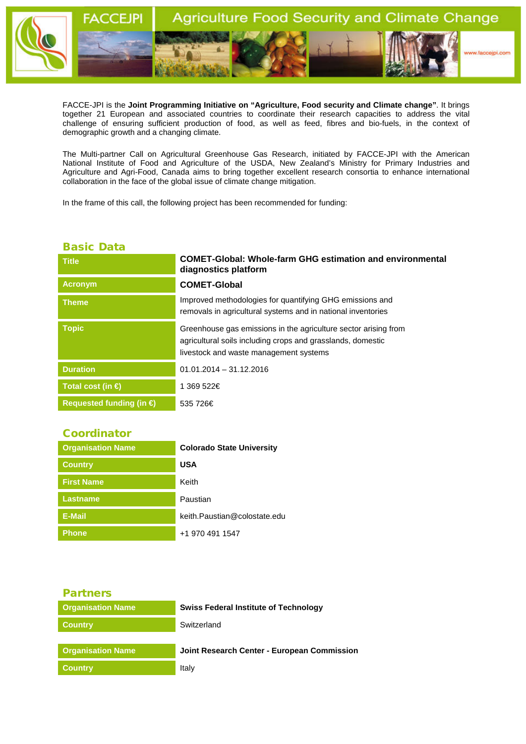FACCE-JPI is the **Joint Programming Initiative on "Agriculture, Food security and Climate change"**. It brings together 21 European and associated countries to coordinate their research capacities to address the vital challenge of ensuring sufficient production of food, as well as feed, fibres and bio-fuels, in the context of demographic growth and a changing climate.

The Multi-partner Call on Agricultural Greenhouse Gas Research, initiated by FACCE-JPI with the American National Institute of Food and Agriculture of the USDA, New Zealand's Ministry for Primary Industries and Agriculture and Agri-Food, Canada aims to bring together excellent research consortia to enhance international collaboration in the face of the global issue of climate change mitigation.

In the frame of this call, the following project has been recommended for funding:

## Basic Data

| | |
|---|---|
| **Title** | **COMET-Global: Whole-farm GHG estimation and environmental diagnostics platform** |
| **Acronym** | **COMET-Global** |
| **Theme** | Improved methodologies for quantifying GHG emissions and removals in agricultural systems and in national inventories |
| **Topic** | Greenhouse gas emissions in the agriculture sector arising from agricultural soils including crops and grasslands, domestic livestock and waste management systems |
| **Duration** | 01.01.2014 – 31.12.2016 |
| **Total cost (in €)** | 1 369 522€ |
| **Requested funding (in €)** | 535 726€ |

## Coordinator

| | |
|---|---|
| **Organisation Name** | **Colorado State University** |
| **Country** | **USA** |
| **First Name** | Keith |
| **Lastname** | Paustian |
| **E-Mail** | keith.Paustian@colostate.edu |
| **Phone** | +1 970 491 1547 |

## Partners

| | |
|---|---|
| **Organisation Name** | **Swiss Federal Institute of Technology** |
| **Country** | Switzerland |

| | |
|---|---|
| **Organisation Name** | **Joint Research Center - European Commission** |
| **Country** | Italy |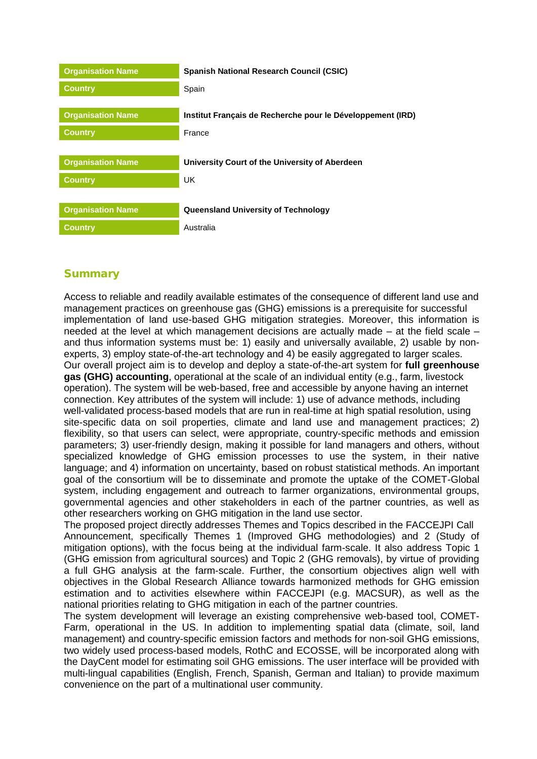| | |
|---|---|
| Organisation Name | **Spanish National Research Council (CSIC)** |
| Country | Spain |

| | |
|---|---|
| Organisation Name | **Institut Français de Recherche pour le Développement (IRD)** |
| Country | France |

| | |
|---|---|
| Organisation Name | **University Court of the University of Aberdeen** |
| Country | UK |

| | |
|---|---|
| Organisation Name | **Queensland University of Technology** |
| Country | Australia |

## Summary

Access to reliable and readily available estimates of the consequence of different land use and management practices on greenhouse gas (GHG) emissions is a prerequisite for successful implementation of land use-based GHG mitigation strategies. Moreover, this information is needed at the level at which management decisions are actually made – at the field scale – and thus information systems must be: 1) easily and universally available, 2) usable by non-experts, 3) employ state-of-the-art technology and 4) be easily aggregated to larger scales. Our overall project aim is to develop and deploy a state-of-the-art system for **full greenhouse gas (GHG) accounting**, operational at the scale of an individual entity (e.g., farm, livestock operation). The system will be web-based, free and accessible by anyone having an internet connection. Key attributes of the system will include: 1) use of advance methods, including well-validated process-based models that are run in real-time at high spatial resolution, using site-specific data on soil properties, climate and land use and management practices; 2) flexibility, so that users can select, were appropriate, country-specific methods and emission parameters; 3) user-friendly design, making it possible for land managers and others, without specialized knowledge of GHG emission processes to use the system, in their native language; and 4) information on uncertainty, based on robust statistical methods. An important goal of the consortium will be to disseminate and promote the uptake of the COMET-Global system, including engagement and outreach to farmer organizations, environmental groups, governmental agencies and other stakeholders in each of the partner countries, as well as other researchers working on GHG mitigation in the land use sector.
The proposed project directly addresses Themes and Topics described in the FACCEJPI Call Announcement, specifically Themes 1 (Improved GHG methodologies) and 2 (Study of mitigation options), with the focus being at the individual farm-scale. It also address Topic 1 (GHG emission from agricultural sources) and Topic 2 (GHG removals), by virtue of providing a full GHG analysis at the farm-scale. Further, the consortium objectives align well with objectives in the Global Research Alliance towards harmonized methods for GHG emission estimation and to activities elsewhere within FACCEJPI (e.g. MACSUR), as well as the national priorities relating to GHG mitigation in each of the partner countries.
The system development will leverage an existing comprehensive web-based tool, COMET-Farm, operational in the US. In addition to implementing spatial data (climate, soil, land management) and country-specific emission factors and methods for non-soil GHG emissions, two widely used process-based models, RothC and ECOSSE, will be incorporated along with the DayCent model for estimating soil GHG emissions. The user interface will be provided with multi-lingual capabilities (English, French, Spanish, German and Italian) to provide maximum convenience on the part of a multinational user community.